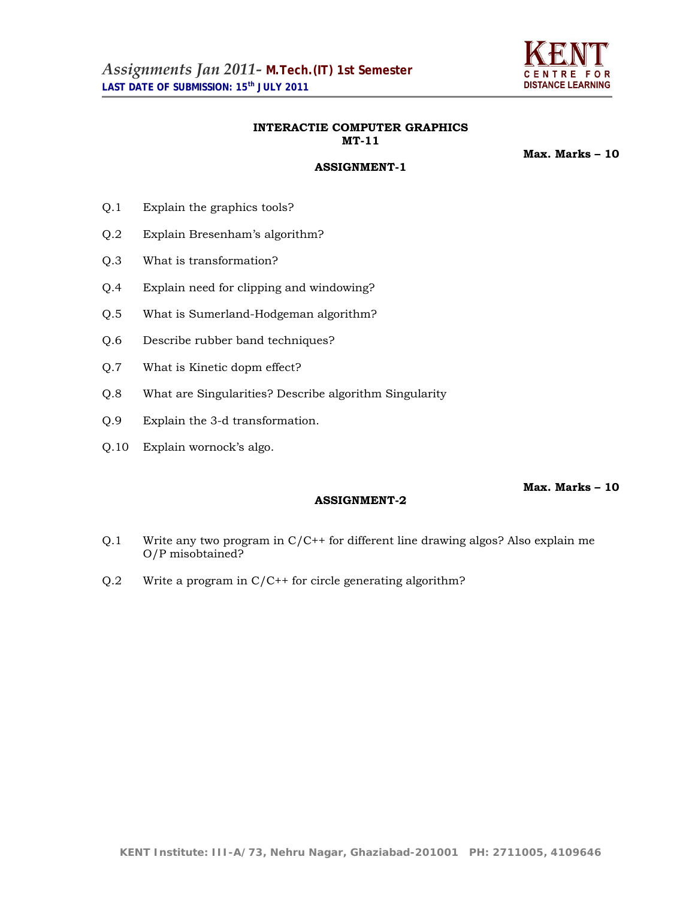# *Assignments Jan 2011-* M.Tech.(IT) 1st Semester

**LAST DATE OF SUBMISSION: 15th JULY 2011**

KENT CENTRE FOR DISTANCE LEARNING

## INTERACTIE COMPUTER GRAPHICS
## MT-11

**Max. Marks – 10**

### ASSIGNMENT-1

Q.1 Explain the graphics tools?

Q.2 Explain Bresenham's algorithm?

Q.3 What is transformation?

Q.4 Explain need for clipping and windowing?

Q.5 What is Sumerland-Hodgeman algorithm?

Q.6 Describe rubber band techniques?

Q.7 What is Kinetic dopm effect?

Q.8 What are Singularities? Describe algorithm Singularity

Q.9 Explain the 3-d transformation.

Q.10 Explain wornock's algo.

**Max. Marks – 10**

### ASSIGNMENT-2

Q.1 Write any two program in C/C++ for different line drawing algos? Also explain me O/P misobtained?

Q.2 Write a program in C/C++ for circle generating algorithm?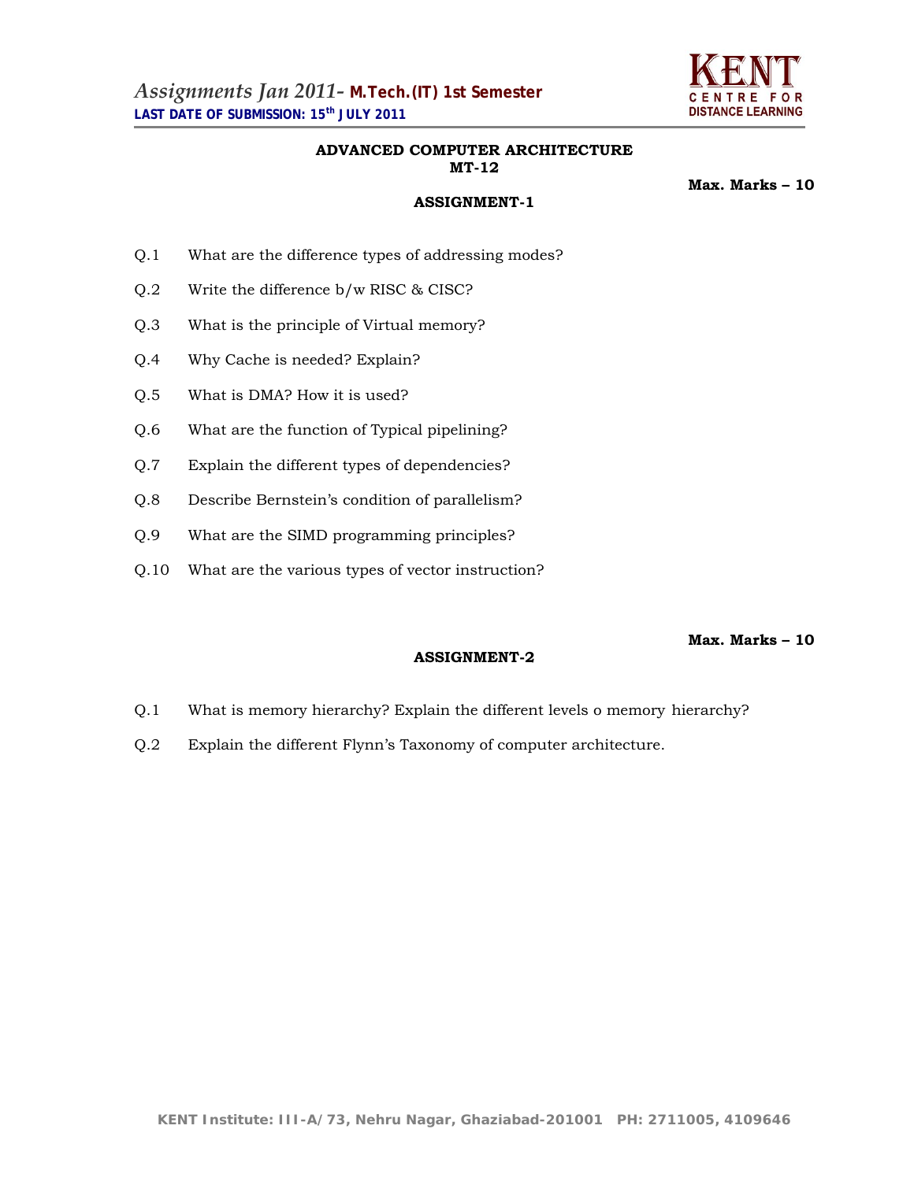# ADVANCED COMPUTER ARCHITECTURE
## MT-12

**Max. Marks – 10**

### ASSIGNMENT-1

Q.1 What are the difference types of addressing modes?

Q.2 Write the difference b/w RISC & CISC?

Q.3 What is the principle of Virtual memory?

Q.4 Why Cache is needed? Explain?

Q.5 What is DMA? How it is used?

Q.6 What are the function of Typical pipelining?

Q.7 Explain the different types of dependencies?

Q.8 Describe Bernstein's condition of parallelism?

Q.9 What are the SIMD programming principles?

Q.10 What are the various types of vector instruction?

**Max. Marks – 10**

### ASSIGNMENT-2

Q.1 What is memory hierarchy? Explain the different levels o memory hierarchy?

Q.2 Explain the different Flynn's Taxonomy of computer architecture.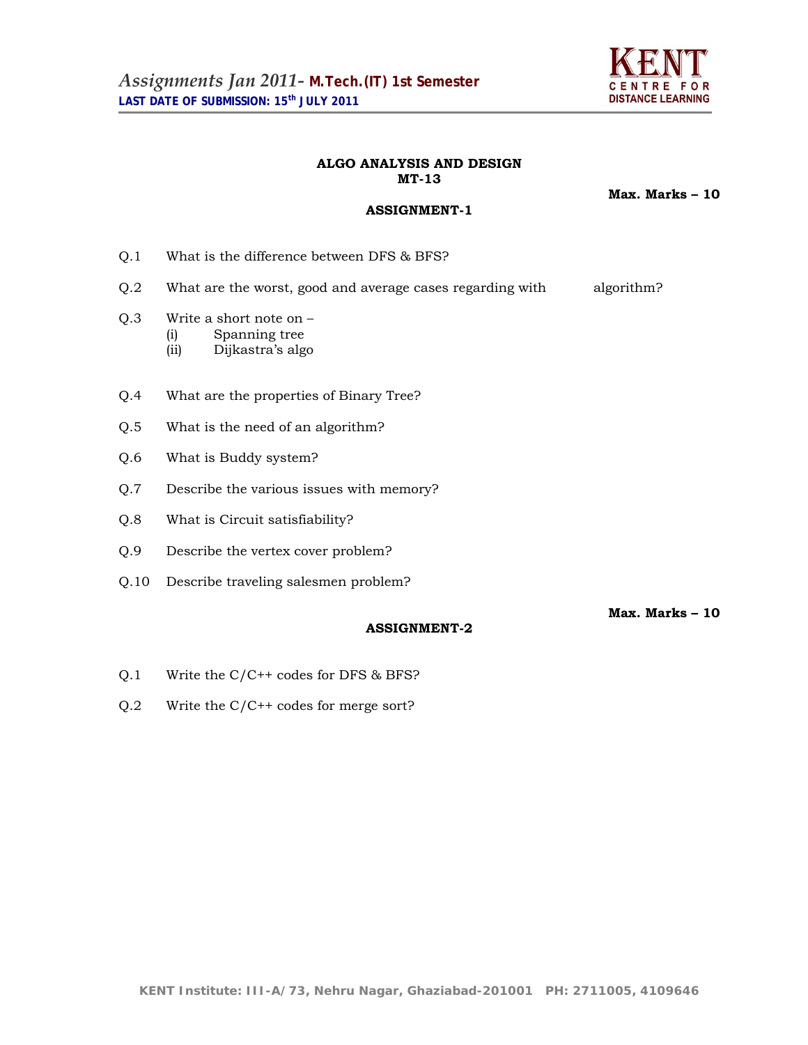*Assignments Jan 2011-* **M.Tech.(IT) 1st Semester**
**LAST DATE OF SUBMISSION: 15th JULY 2011**

**ALGO ANALYSIS AND DESIGN**
**MT-13**

**Max. Marks – 10**

## ASSIGNMENT-1

Q.1 What is the difference between DFS & BFS?

Q.2 What are the worst, good and average cases regarding with algorithm?

Q.3 Write a short note on –
 (i) Spanning tree
 (ii) Dijkastra's algo

Q.4 What are the properties of Binary Tree?

Q.5 What is the need of an algorithm?

Q.6 What is Buddy system?

Q.7 Describe the various issues with memory?

Q.8 What is Circuit satisfiability?

Q.9 Describe the vertex cover problem?

Q.10 Describe traveling salesmen problem?

**Max. Marks – 10**

## ASSIGNMENT-2

Q.1 Write the C/C++ codes for DFS & BFS?

Q.2 Write the C/C++ codes for merge sort?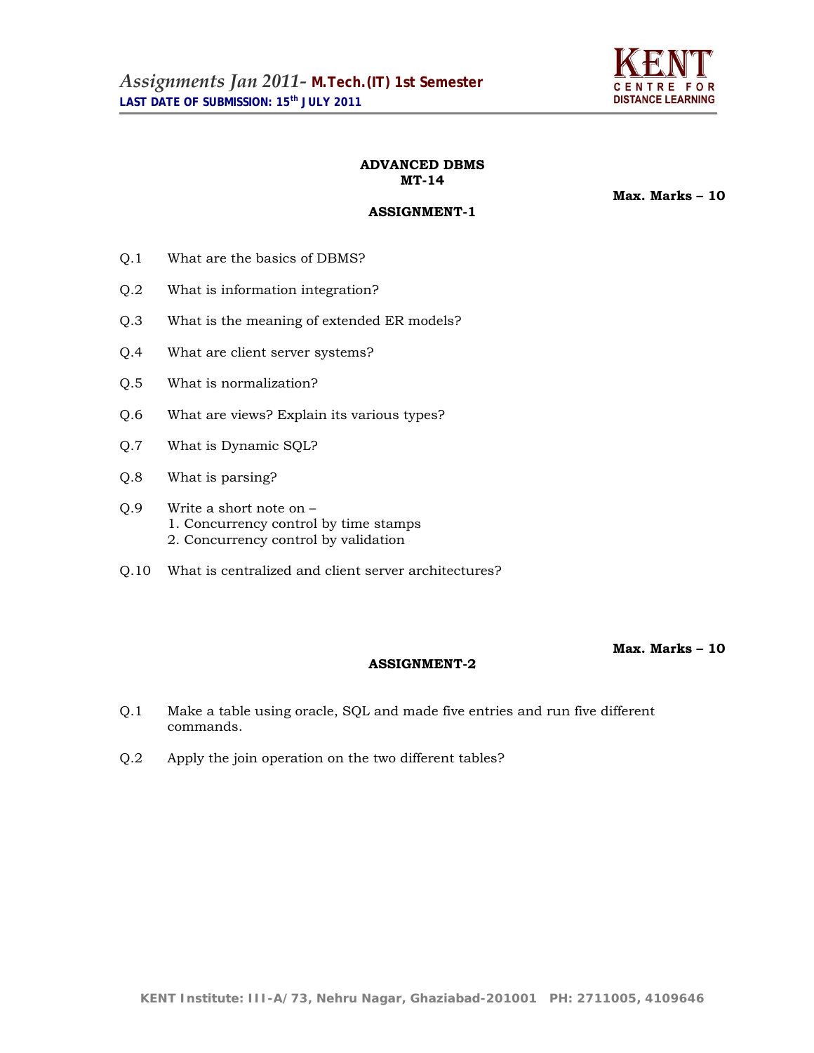# ADVANCED DBMS
## MT-14

**Max. Marks – 10**

### ASSIGNMENT-1

Q.1 What are the basics of DBMS?

Q.2 What is information integration?

Q.3 What is the meaning of extended ER models?

Q.4 What are client server systems?

Q.5 What is normalization?

Q.6 What are views? Explain its various types?

Q.7 What is Dynamic SQL?

Q.8 What is parsing?

Q.9 Write a short note on –
1. Concurrency control by time stamps
2. Concurrency control by validation

Q.10 What is centralized and client server architectures?

**Max. Marks – 10**

### ASSIGNMENT-2

Q.1 Make a table using oracle, SQL and made five entries and run five different commands.

Q.2 Apply the join operation on the two different tables?